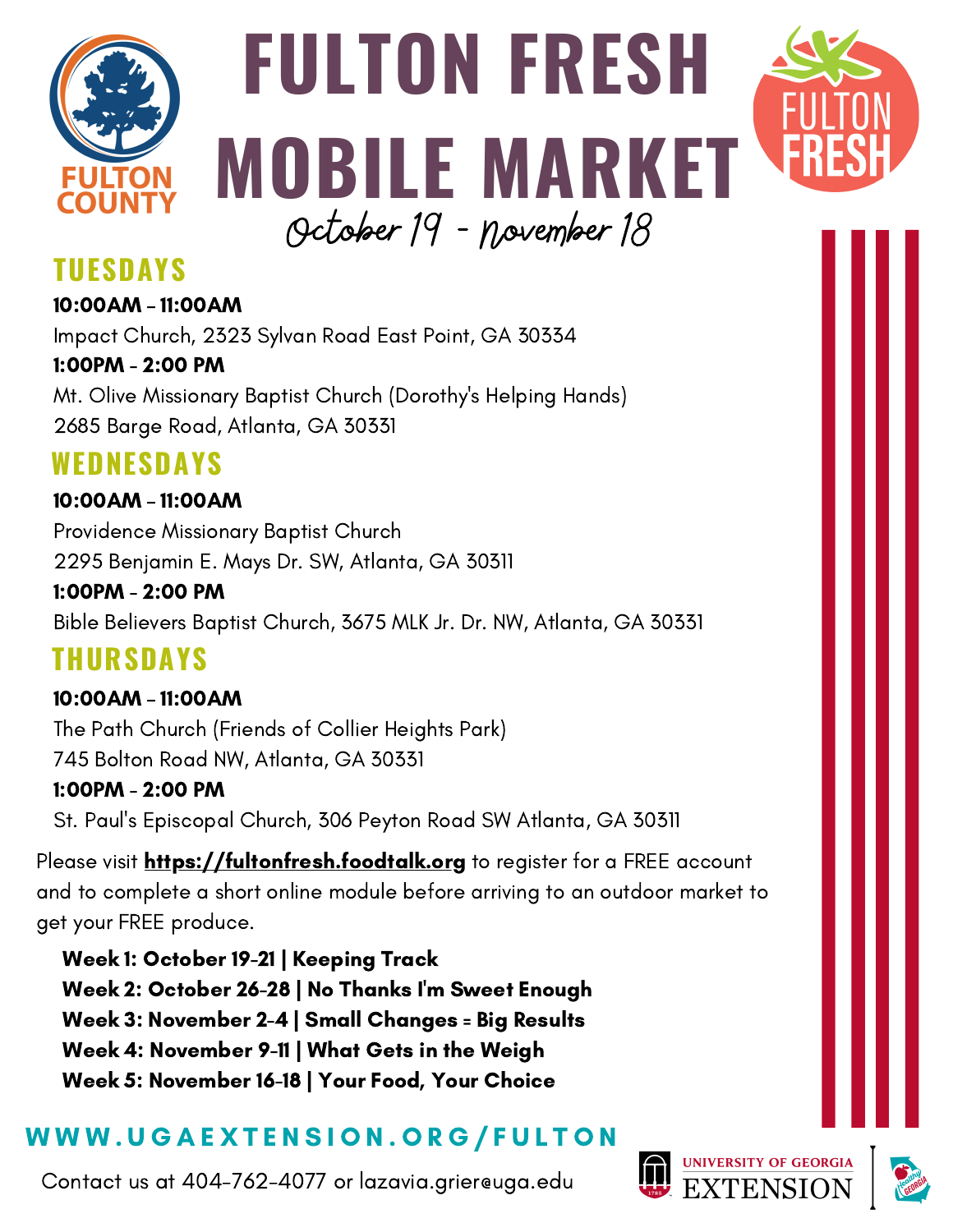FULTON COUNTY

# FULTON FRESH MOBILE MARKET

FULTON FRESH

*October 19 - November 18*

## TUESDAYS

**10:00AM – 11:00AM**
Impact Church, 2323 Sylvan Road East Point, GA 30334

**1:00PM - 2:00 PM**
Mt. Olive Missionary Baptist Church (Dorothy's Helping Hands)
2685 Barge Road, Atlanta, GA 30331

## WEDNESDAYS

**10:00AM – 11:00AM**
Providence Missionary Baptist Church
2295 Benjamin E. Mays Dr. SW, Atlanta, GA 30311

**1:00PM - 2:00 PM**
Bible Believers Baptist Church, 3675 MLK Jr. Dr. NW, Atlanta, GA 30331

## THURSDAYS

**10:00AM – 11:00AM**
The Path Church (Friends of Collier Heights Park)
745 Bolton Road NW, Atlanta, GA 30331

**1:00PM - 2:00 PM**
St. Paul's Episcopal Church, 306 Peyton Road SW Atlanta, GA 30311

Please visit **https://fultonfresh.foodtalk.org** to register for a FREE account and to complete a short online module before arriving to an outdoor market to get your FREE produce.

**Week 1: October 19-21 | Keeping Track**
**Week 2: October 26-28 | No Thanks I'm Sweet Enough**
**Week 3: November 2-4 | Small Changes = Big Results**
**Week 4: November 9-11 | What Gets in the Weigh**
**Week 5: November 16-18 | Your Food, Your Choice**

**WWW.UGAEXTENSION.ORG/FULTON**

Contact us at 404-762-4077 or lazavia.grier@uga.edu

UNIVERSITY OF GEORGIA EXTENSION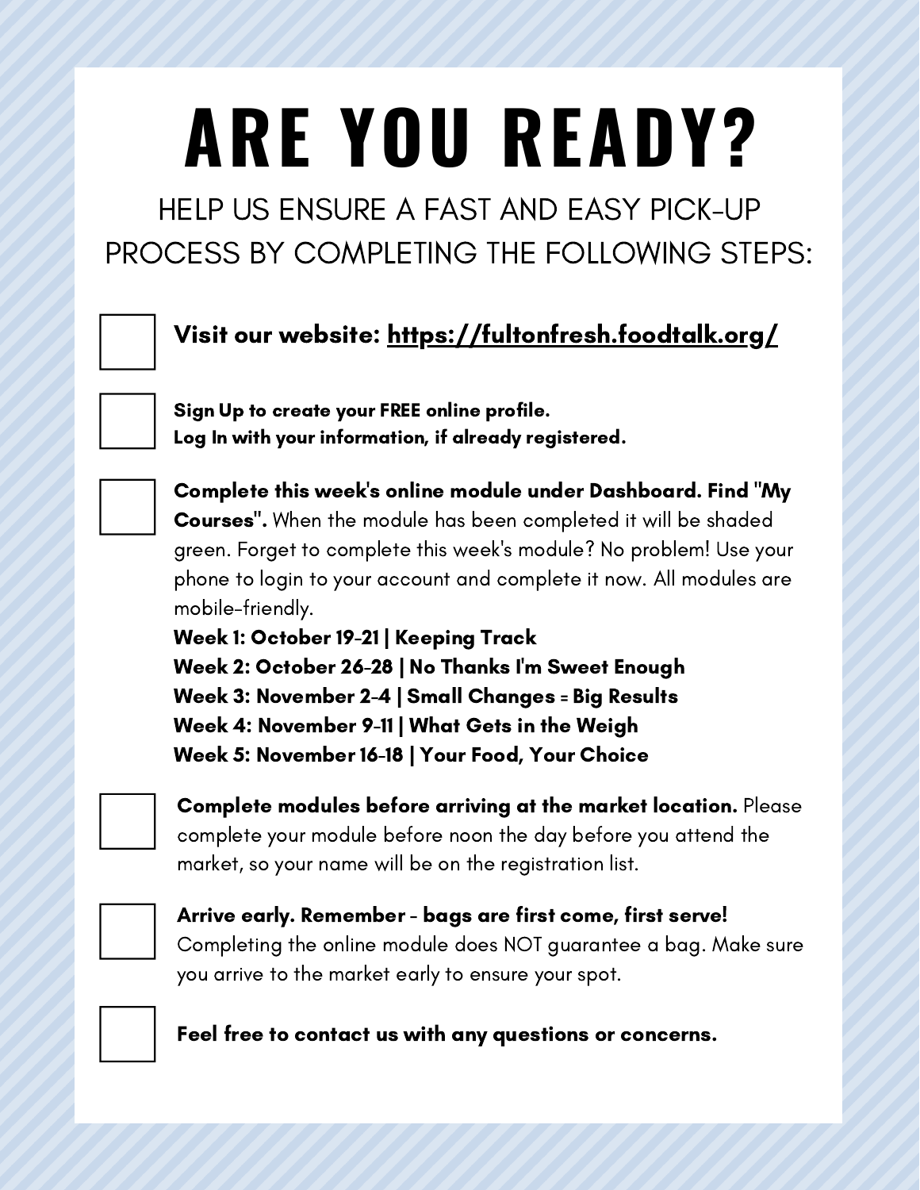# ARE YOU READY?

HELP US ENSURE A FAST AND EASY PICK-UP PROCESS BY COMPLETING THE FOLLOWING STEPS:

- [ ] **Visit our website: https://fultonfresh.foodtalk.org/**

- [ ] **Sign Up to create your FREE online profile.**
  **Log In with your information, if already registered.**

- [ ] **Complete this week's online module under Dashboard. Find "My Courses".** When the module has been completed it will be shaded green. Forget to complete this week's module? No problem! Use your phone to login to your account and complete it now. All modules are mobile-friendly.
  **Week 1: October 19-21 | Keeping Track**
  **Week 2: October 26-28 | No Thanks I'm Sweet Enough**
  **Week 3: November 2-4 | Small Changes = Big Results**
  **Week 4: November 9-11 | What Gets in the Weigh**
  **Week 5: November 16-18 | Your Food, Your Choice**

- [ ] **Complete modules before arriving at the market location.** Please complete your module before noon the day before you attend the market, so your name will be on the registration list.

- [ ] **Arrive early. Remember - bags are first come, first serve!** Completing the online module does NOT guarantee a bag. Make sure you arrive to the market early to ensure your spot.

- [ ] **Feel free to contact us with any questions or concerns.**